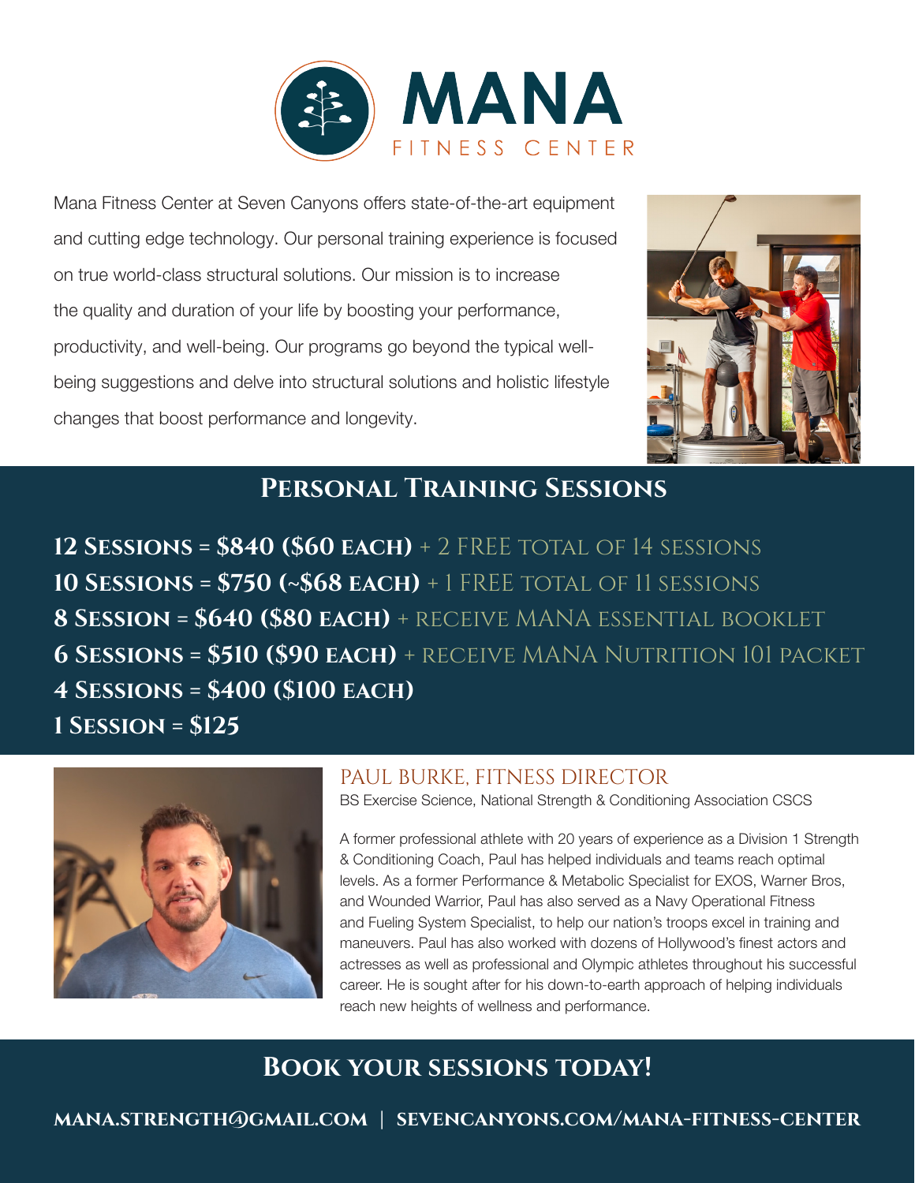# MANA

FITNESS CENTER

Mana Fitness Center at Seven Canyons offers state-of-the-art equipment and cutting edge technology. Our personal training experience is focused on true world-class structural solutions. Our mission is to increase the quality and duration of your life by boosting your performance, productivity, and well-being. Our programs go beyond the typical well-being suggestions and delve into structural solutions and holistic lifestyle changes that boost performance and longevity.

## Personal Training Sessions

**12 Sessions = $840 ($60 each)** + 2 FREE total of 14 sessions
**10 Sessions = $750 (~$68 each)** + 1 FREE total of 11 sessions
**8 Session = $640 ($80 each)** + receive MANA essential booklet
**6 Sessions = $510 ($90 each)** + receive MANA Nutrition 101 packet
**4 Sessions = $400 ($100 each)**
**1 Session = $125**

### PAUL BURKE, FITNESS DIRECTOR

BS Exercise Science, National Strength & Conditioning Association CSCS

A former professional athlete with 20 years of experience as a Division 1 Strength & Conditioning Coach, Paul has helped individuals and teams reach optimal levels. As a former Performance & Metabolic Specialist for EXOS, Warner Bros, and Wounded Warrior, Paul has also served as a Navy Operational Fitness and Fueling System Specialist, to help our nation's troops excel in training and maneuvers. Paul has also worked with dozens of Hollywood's finest actors and actresses as well as professional and Olympic athletes throughout his successful career. He is sought after for his down-to-earth approach of helping individuals reach new heights of wellness and performance.

## Book your sessions today!

**MANA.STRENGTH@GMAIL.COM | SEVENCANYONS.COM/MANA-FITNESS-CENTER**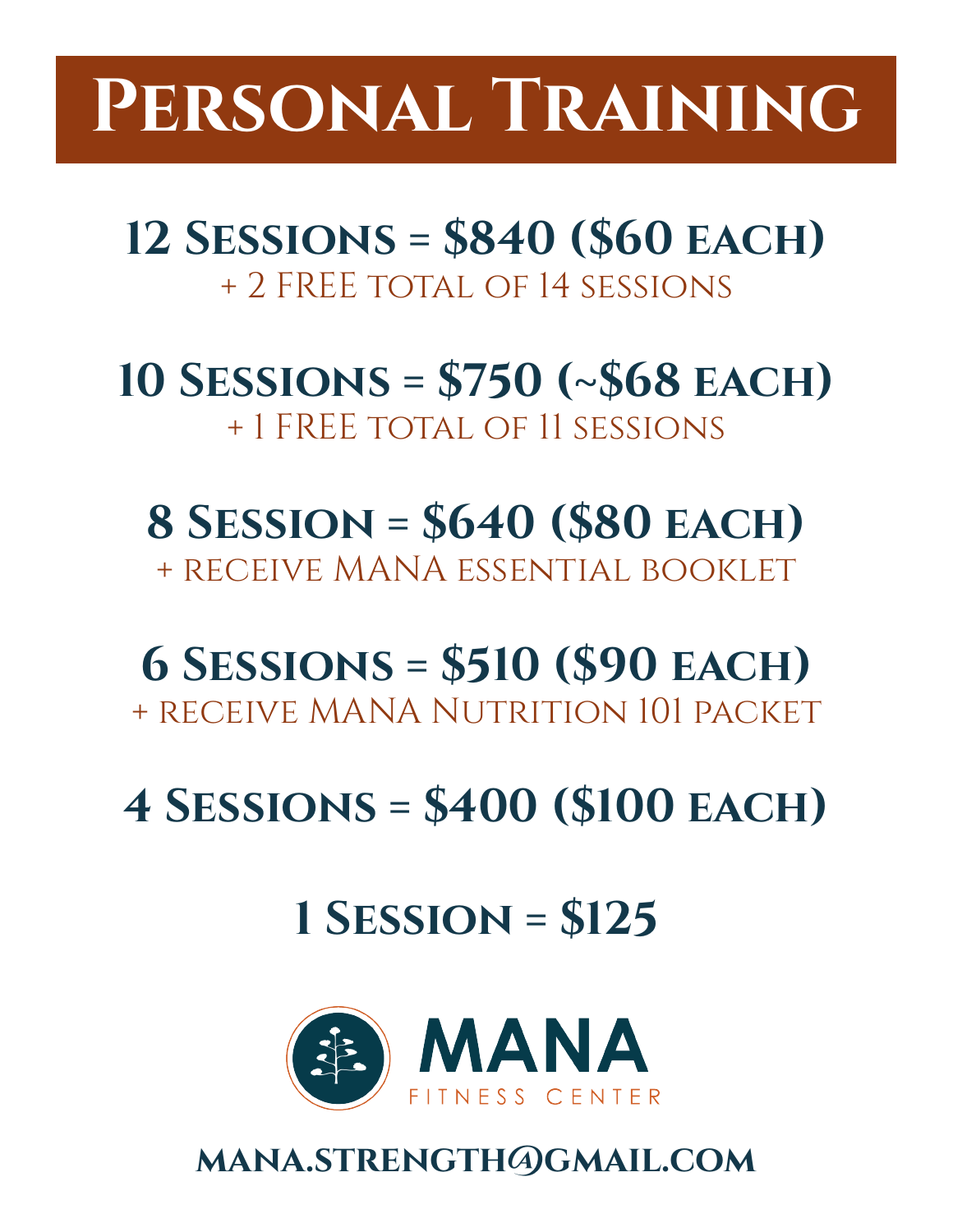# Personal Training

## 12 Sessions = $840 ($60 each)

+ 2 FREE total of 14 sessions

## 10 Sessions = $750 (~$68 each)

+ 1 FREE total of 11 sessions

## 8 Session = $640 ($80 each)

+ receive MANA essential booklet

## 6 Sessions = $510 ($90 each)

+ receive MANA Nutrition 101 packet

## 4 Sessions = $400 ($100 each)

## 1 Session = $125

MANA
FITNESS CENTER

**mana.strength@gmail.com**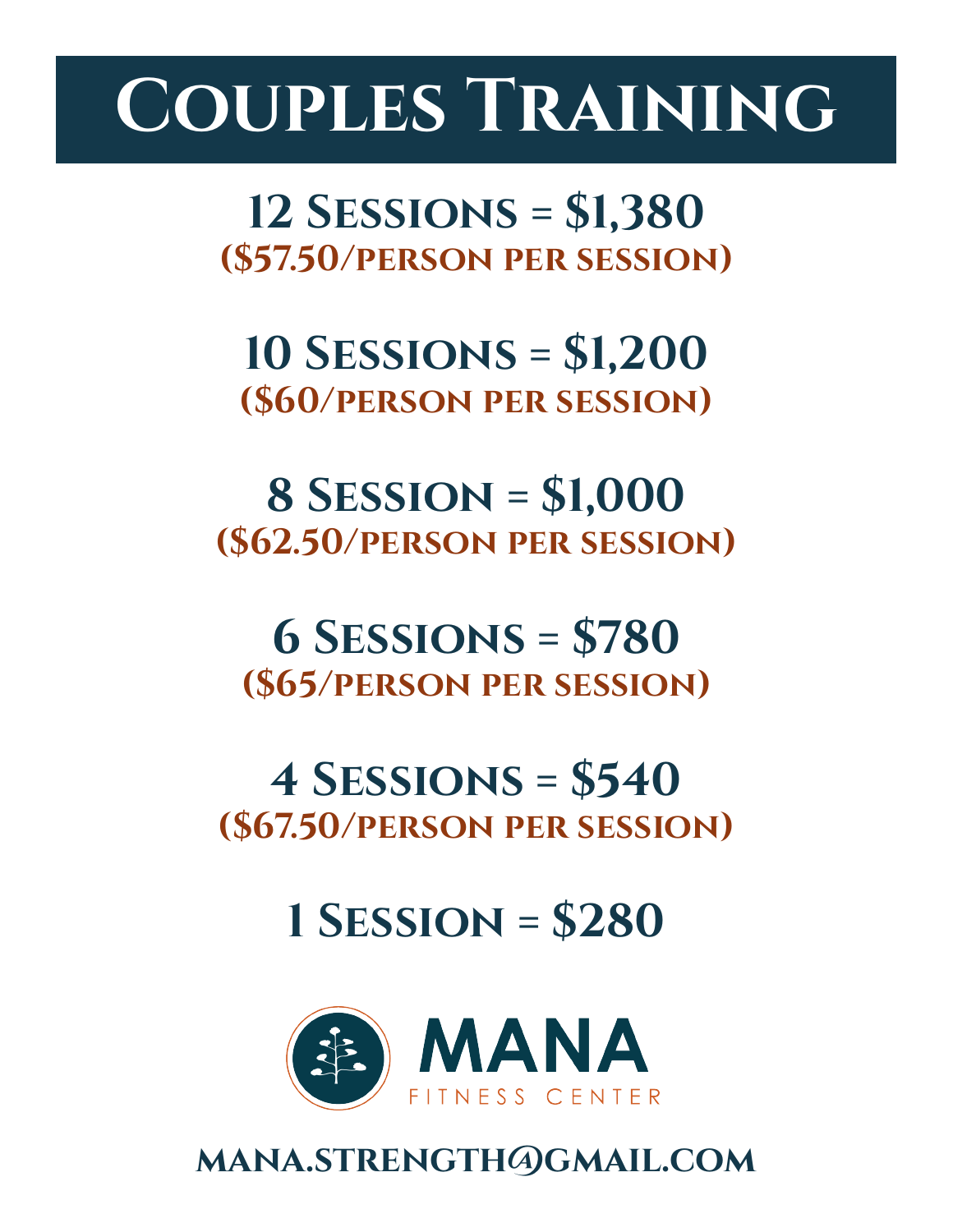# Couples Training

**12 Sessions = $1,380**
**($57.50/person per session)**

**10 Sessions = $1,200**
**($60/person per session)**

**8 Session = $1,000**
**($62.50/person per session)**

**6 Sessions = $780**
**($65/person per session)**

**4 Sessions = $540**
**($67.50/person per session)**

**1 Session = $280**

MANA
FITNESS CENTER

**mana.strength@gmail.com**